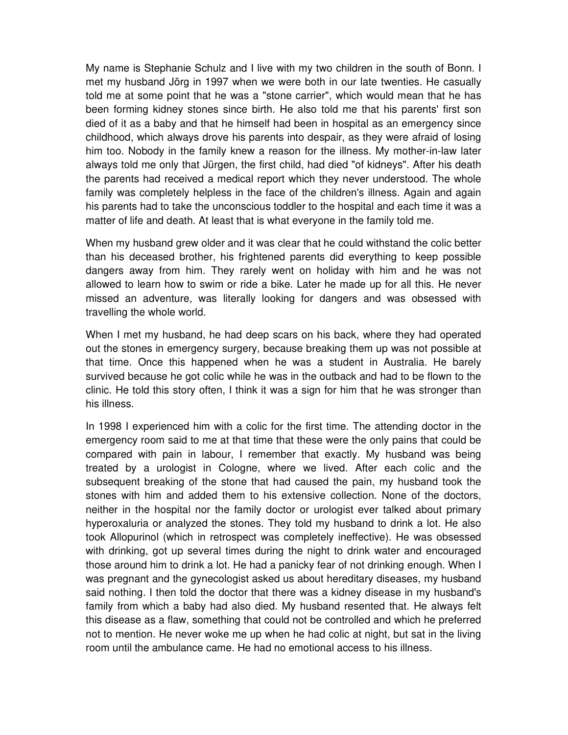My name is Stephanie Schulz and I live with my two children in the south of Bonn. I met my husband Jörg in 1997 when we were both in our late twenties. He casually told me at some point that he was a "stone carrier", which would mean that he has been forming kidney stones since birth. He also told me that his parents' first son died of it as a baby and that he himself had been in hospital as an emergency since childhood, which always drove his parents into despair, as they were afraid of losing him too. Nobody in the family knew a reason for the illness. My mother-in-law later always told me only that Jürgen, the first child, had died "of kidneys". After his death the parents had received a medical report which they never understood. The whole family was completely helpless in the face of the children's illness. Again and again his parents had to take the unconscious toddler to the hospital and each time it was a matter of life and death. At least that is what everyone in the family told me.

When my husband grew older and it was clear that he could withstand the colic better than his deceased brother, his frightened parents did everything to keep possible dangers away from him. They rarely went on holiday with him and he was not allowed to learn how to swim or ride a bike. Later he made up for all this. He never missed an adventure, was literally looking for dangers and was obsessed with travelling the whole world.

When I met my husband, he had deep scars on his back, where they had operated out the stones in emergency surgery, because breaking them up was not possible at that time. Once this happened when he was a student in Australia. He barely survived because he got colic while he was in the outback and had to be flown to the clinic. He told this story often, I think it was a sign for him that he was stronger than his illness.

In 1998 I experienced him with a colic for the first time. The attending doctor in the emergency room said to me at that time that these were the only pains that could be compared with pain in labour, I remember that exactly. My husband was being treated by a urologist in Cologne, where we lived. After each colic and the subsequent breaking of the stone that had caused the pain, my husband took the stones with him and added them to his extensive collection. None of the doctors, neither in the hospital nor the family doctor or urologist ever talked about primary hyperoxaluria or analyzed the stones. They told my husband to drink a lot. He also took Allopurinol (which in retrospect was completely ineffective). He was obsessed with drinking, got up several times during the night to drink water and encouraged those around him to drink a lot. He had a panicky fear of not drinking enough. When I was pregnant and the gynecologist asked us about hereditary diseases, my husband said nothing. I then told the doctor that there was a kidney disease in my husband's family from which a baby had also died. My husband resented that. He always felt this disease as a flaw, something that could not be controlled and which he preferred not to mention. He never woke me up when he had colic at night, but sat in the living room until the ambulance came. He had no emotional access to his illness.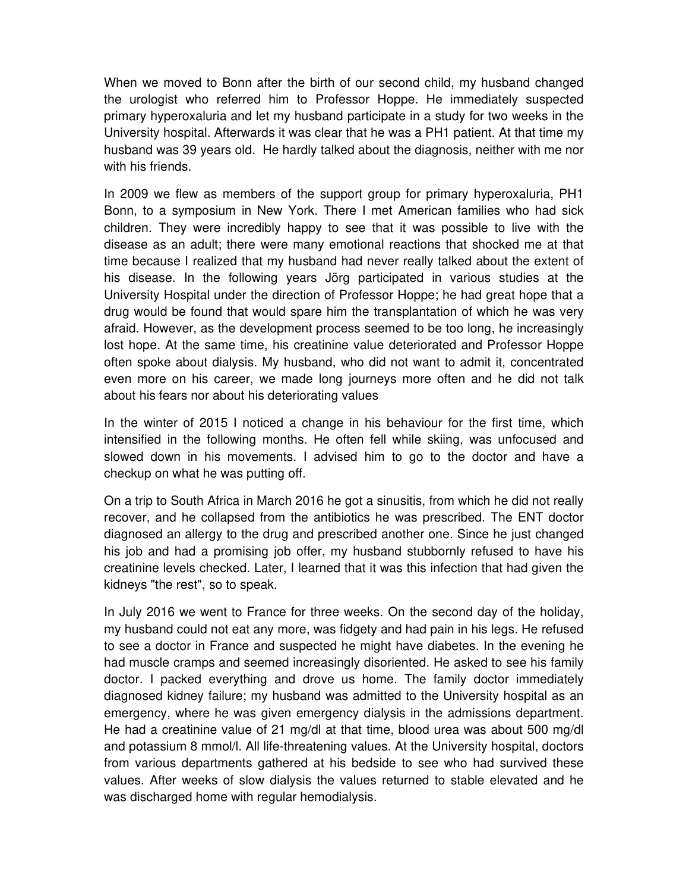When we moved to Bonn after the birth of our second child, my husband changed the urologist who referred him to Professor Hoppe. He immediately suspected primary hyperoxaluria and let my husband participate in a study for two weeks in the University hospital. Afterwards it was clear that he was a PH1 patient. At that time my husband was 39 years old. He hardly talked about the diagnosis, neither with me nor with his friends.

In 2009 we flew as members of the support group for primary hyperoxaluria, PH1 Bonn, to a symposium in New York. There I met American families who had sick children. They were incredibly happy to see that it was possible to live with the disease as an adult; there were many emotional reactions that shocked me at that time because I realized that my husband had never really talked about the extent of his disease. In the following years Jörg participated in various studies at the University Hospital under the direction of Professor Hoppe; he had great hope that a drug would be found that would spare him the transplantation of which he was very afraid. However, as the development process seemed to be too long, he increasingly lost hope. At the same time, his creatinine value deteriorated and Professor Hoppe often spoke about dialysis. My husband, who did not want to admit it, concentrated even more on his career, we made long journeys more often and he did not talk about his fears nor about his deteriorating values

In the winter of 2015 I noticed a change in his behaviour for the first time, which intensified in the following months. He often fell while skiing, was unfocused and slowed down in his movements. I advised him to go to the doctor and have a checkup on what he was putting off.

On a trip to South Africa in March 2016 he got a sinusitis, from which he did not really recover, and he collapsed from the antibiotics he was prescribed. The ENT doctor diagnosed an allergy to the drug and prescribed another one. Since he just changed his job and had a promising job offer, my husband stubbornly refused to have his creatinine levels checked. Later, I learned that it was this infection that had given the kidneys "the rest", so to speak.

In July 2016 we went to France for three weeks. On the second day of the holiday, my husband could not eat any more, was fidgety and had pain in his legs. He refused to see a doctor in France and suspected he might have diabetes. In the evening he had muscle cramps and seemed increasingly disoriented. He asked to see his family doctor. I packed everything and drove us home. The family doctor immediately diagnosed kidney failure; my husband was admitted to the University hospital as an emergency, where he was given emergency dialysis in the admissions department. He had a creatinine value of 21 mg/dl at that time, blood urea was about 500 mg/dl and potassium 8 mmol/l. All life-threatening values. At the University hospital, doctors from various departments gathered at his bedside to see who had survived these values. After weeks of slow dialysis the values returned to stable elevated and he was discharged home with regular hemodialysis.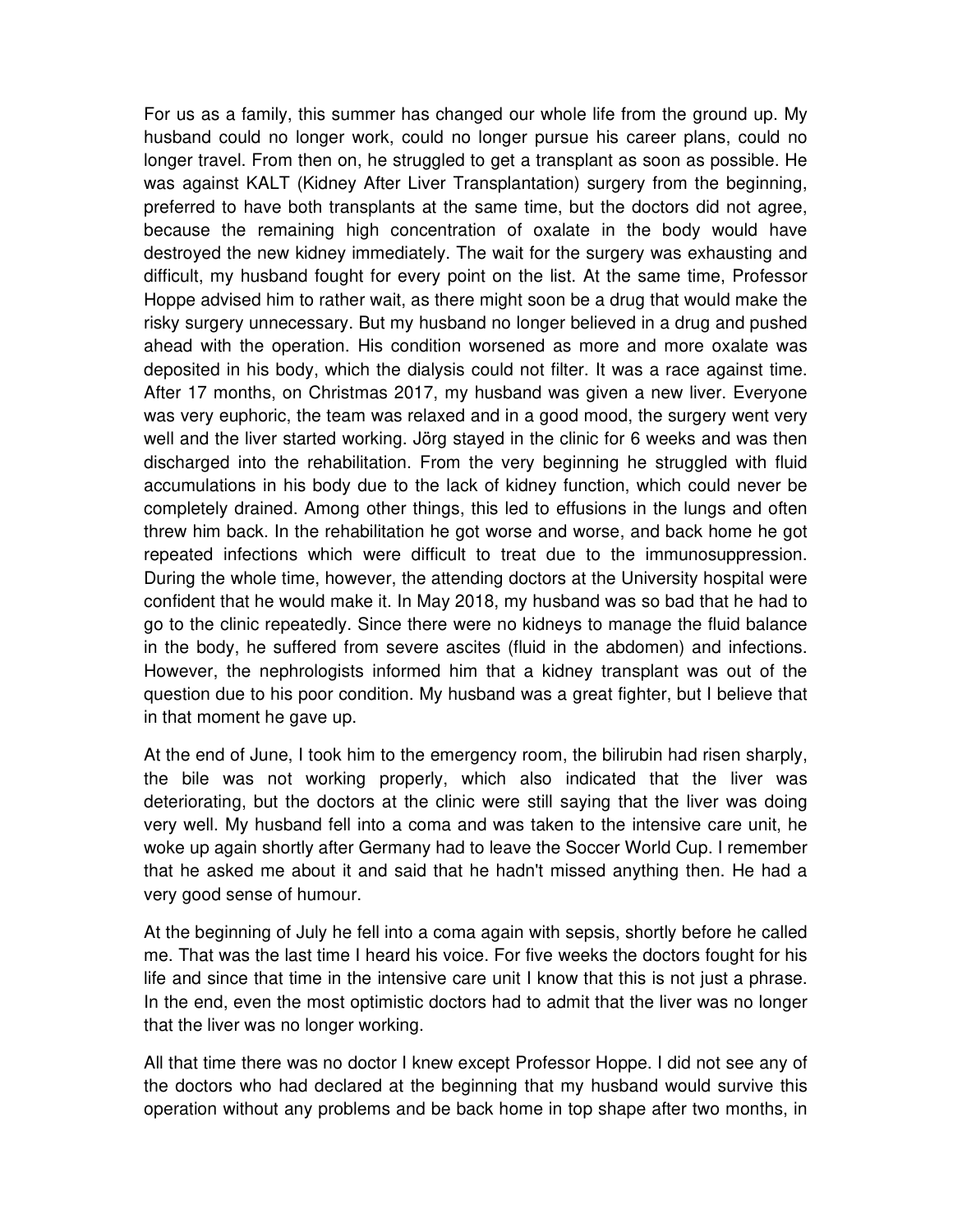For us as a family, this summer has changed our whole life from the ground up. My husband could no longer work, could no longer pursue his career plans, could no longer travel. From then on, he struggled to get a transplant as soon as possible. He was against KALT (Kidney After Liver Transplantation) surgery from the beginning, preferred to have both transplants at the same time, but the doctors did not agree, because the remaining high concentration of oxalate in the body would have destroyed the new kidney immediately. The wait for the surgery was exhausting and difficult, my husband fought for every point on the list. At the same time, Professor Hoppe advised him to rather wait, as there might soon be a drug that would make the risky surgery unnecessary. But my husband no longer believed in a drug and pushed ahead with the operation. His condition worsened as more and more oxalate was deposited in his body, which the dialysis could not filter. It was a race against time. After 17 months, on Christmas 2017, my husband was given a new liver. Everyone was very euphoric, the team was relaxed and in a good mood, the surgery went very well and the liver started working. Jörg stayed in the clinic for 6 weeks and was then discharged into the rehabilitation. From the very beginning he struggled with fluid accumulations in his body due to the lack of kidney function, which could never be completely drained. Among other things, this led to effusions in the lungs and often threw him back. In the rehabilitation he got worse and worse, and back home he got repeated infections which were difficult to treat due to the immunosuppression. During the whole time, however, the attending doctors at the University hospital were confident that he would make it. In May 2018, my husband was so bad that he had to go to the clinic repeatedly. Since there were no kidneys to manage the fluid balance in the body, he suffered from severe ascites (fluid in the abdomen) and infections. However, the nephrologists informed him that a kidney transplant was out of the question due to his poor condition. My husband was a great fighter, but I believe that in that moment he gave up.

At the end of June, I took him to the emergency room, the bilirubin had risen sharply, the bile was not working properly, which also indicated that the liver was deteriorating, but the doctors at the clinic were still saying that the liver was doing very well. My husband fell into a coma and was taken to the intensive care unit, he woke up again shortly after Germany had to leave the Soccer World Cup. I remember that he asked me about it and said that he hadn't missed anything then. He had a very good sense of humour.

At the beginning of July he fell into a coma again with sepsis, shortly before he called me. That was the last time I heard his voice. For five weeks the doctors fought for his life and since that time in the intensive care unit I know that this is not just a phrase. In the end, even the most optimistic doctors had to admit that the liver was no longer that the liver was no longer working.

All that time there was no doctor I knew except Professor Hoppe. I did not see any of the doctors who had declared at the beginning that my husband would survive this operation without any problems and be back home in top shape after two months, in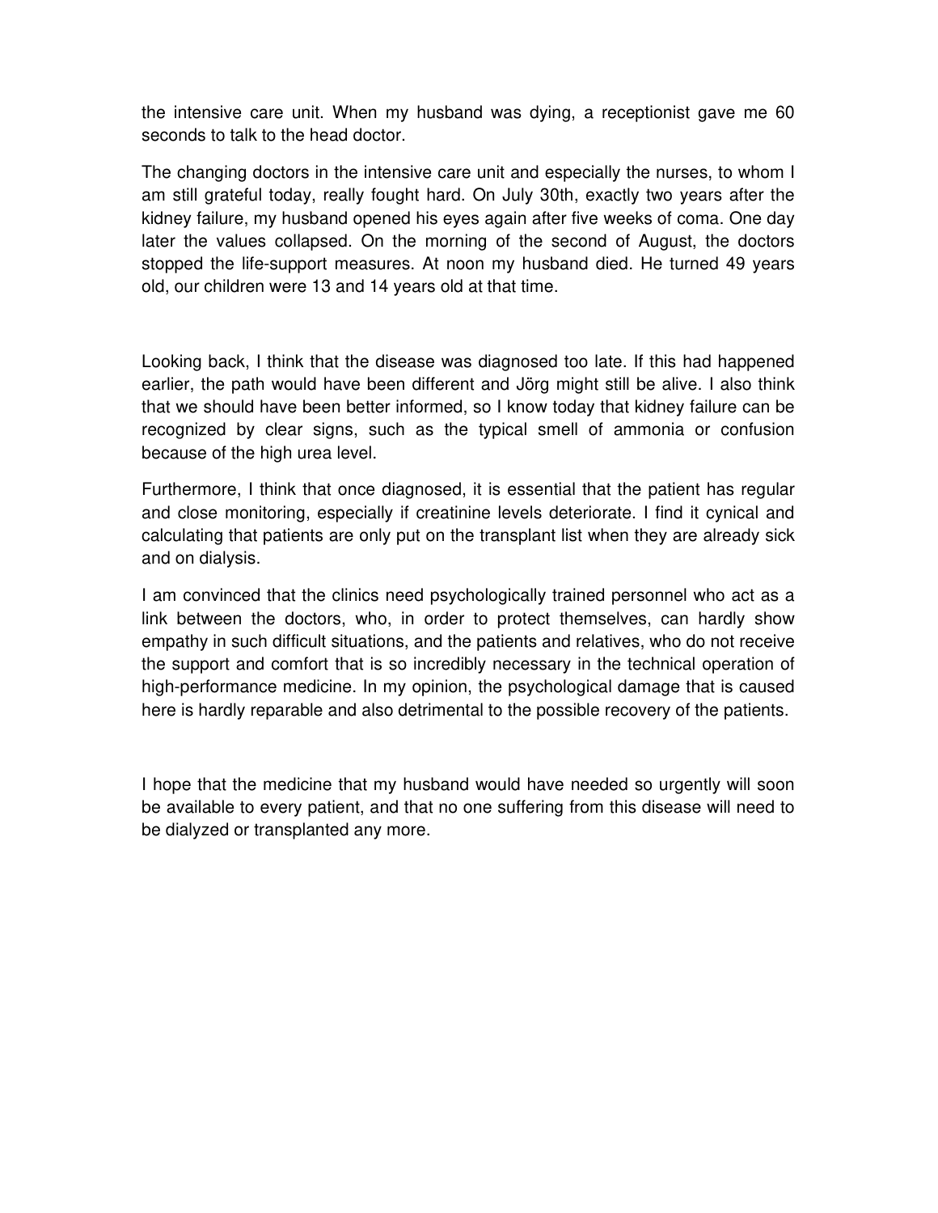the intensive care unit. When my husband was dying, a receptionist gave me 60 seconds to talk to the head doctor.

The changing doctors in the intensive care unit and especially the nurses, to whom I am still grateful today, really fought hard. On July 30th, exactly two years after the kidney failure, my husband opened his eyes again after five weeks of coma. One day later the values collapsed. On the morning of the second of August, the doctors stopped the life-support measures. At noon my husband died. He turned 49 years old, our children were 13 and 14 years old at that time.

Looking back, I think that the disease was diagnosed too late. If this had happened earlier, the path would have been different and Jörg might still be alive. I also think that we should have been better informed, so I know today that kidney failure can be recognized by clear signs, such as the typical smell of ammonia or confusion because of the high urea level.

Furthermore, I think that once diagnosed, it is essential that the patient has regular and close monitoring, especially if creatinine levels deteriorate. I find it cynical and calculating that patients are only put on the transplant list when they are already sick and on dialysis.

I am convinced that the clinics need psychologically trained personnel who act as a link between the doctors, who, in order to protect themselves, can hardly show empathy in such difficult situations, and the patients and relatives, who do not receive the support and comfort that is so incredibly necessary in the technical operation of high-performance medicine. In my opinion, the psychological damage that is caused here is hardly reparable and also detrimental to the possible recovery of the patients.

I hope that the medicine that my husband would have needed so urgently will soon be available to every patient, and that no one suffering from this disease will need to be dialyzed or transplanted any more.